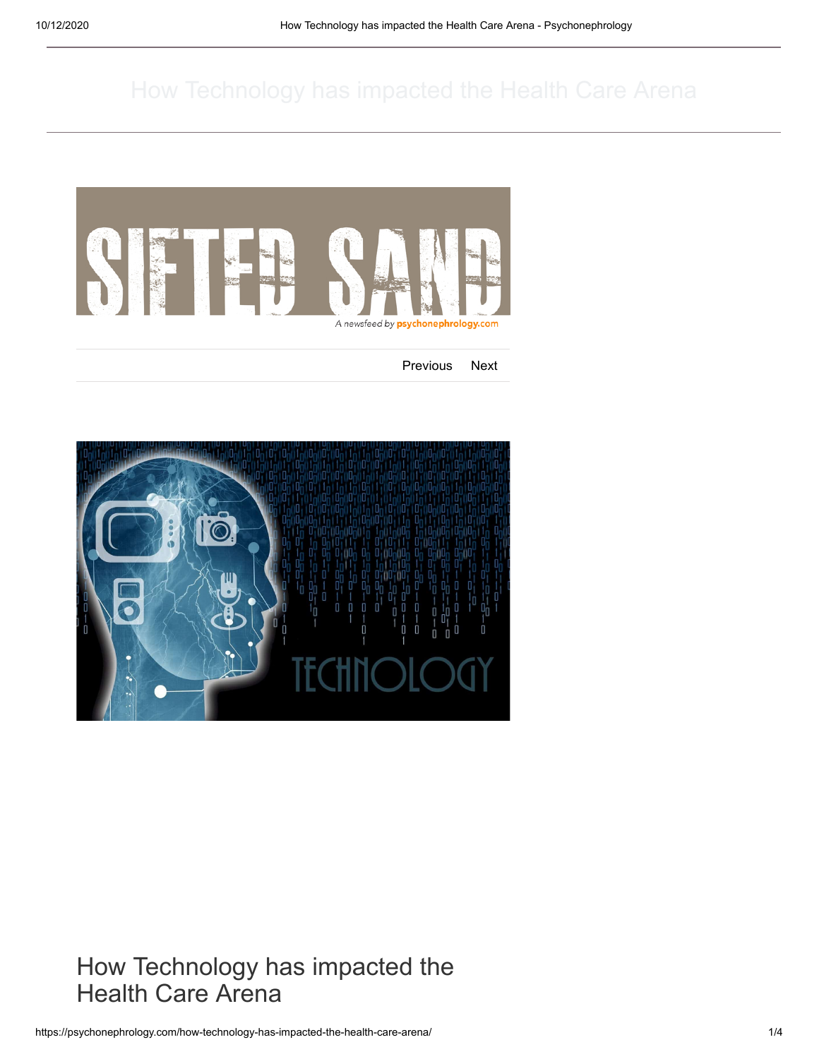# How Technology has impacted the Health Care Arena

A newsfeed by psychonephrology.com

Previous Next

## How Technology has impacted the Health Care Arena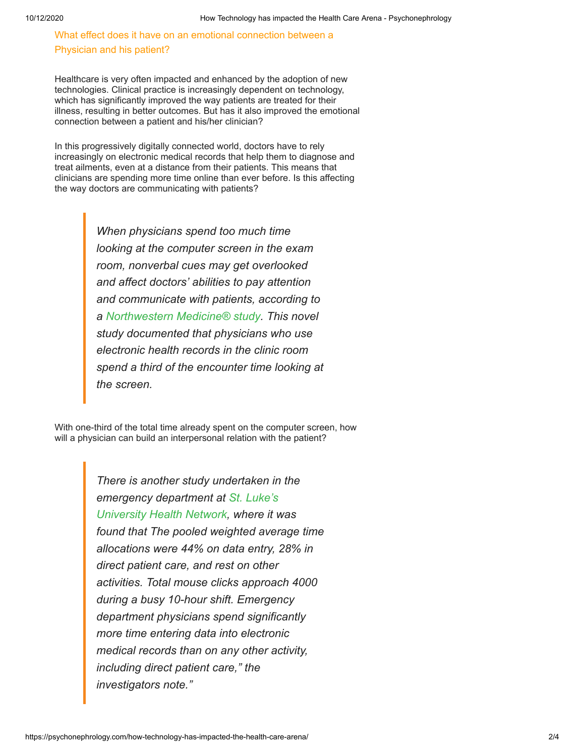## What effect does it have on an emotional connection between a Physician and his patient?

Healthcare is very often impacted and enhanced by the adoption of new technologies. Clinical practice is increasingly dependent on technology, which has significantly improved the way patients are treated for their illness, resulting in better outcomes. But has it also improved the emotional connection between a patient and his/her clinician?

In this progressively digitally connected world, doctors have to rely increasingly on electronic medical records that help them to diagnose and treat ailments, even at a distance from their patients. This means that clinicians are spending more time online than ever before. Is this affecting the way doctors are communicating with patients?

> *When physicians spend too much time looking at the computer screen in the exam room, nonverbal cues may get overlooked and affect doctors' abilities to pay attention and communicate with patients, according to a Northwestern Medicine® study. This novel study documented that physicians who use electronic health records in the clinic room spend a third of the encounter time looking at the screen.*

With one-third of the total time already spent on the computer screen, how will a physician can build an interpersonal relation with the patient?

> *There is another study undertaken in the emergency department at St. Luke's University Health Network, where it was found that The pooled weighted average time allocations were 44% on data entry, 28% in direct patient care, and rest on other activities. Total mouse clicks approach 4000 during a busy 10-hour shift. Emergency department physicians spend significantly more time entering data into electronic medical records than on any other activity, including direct patient care," the investigators note."*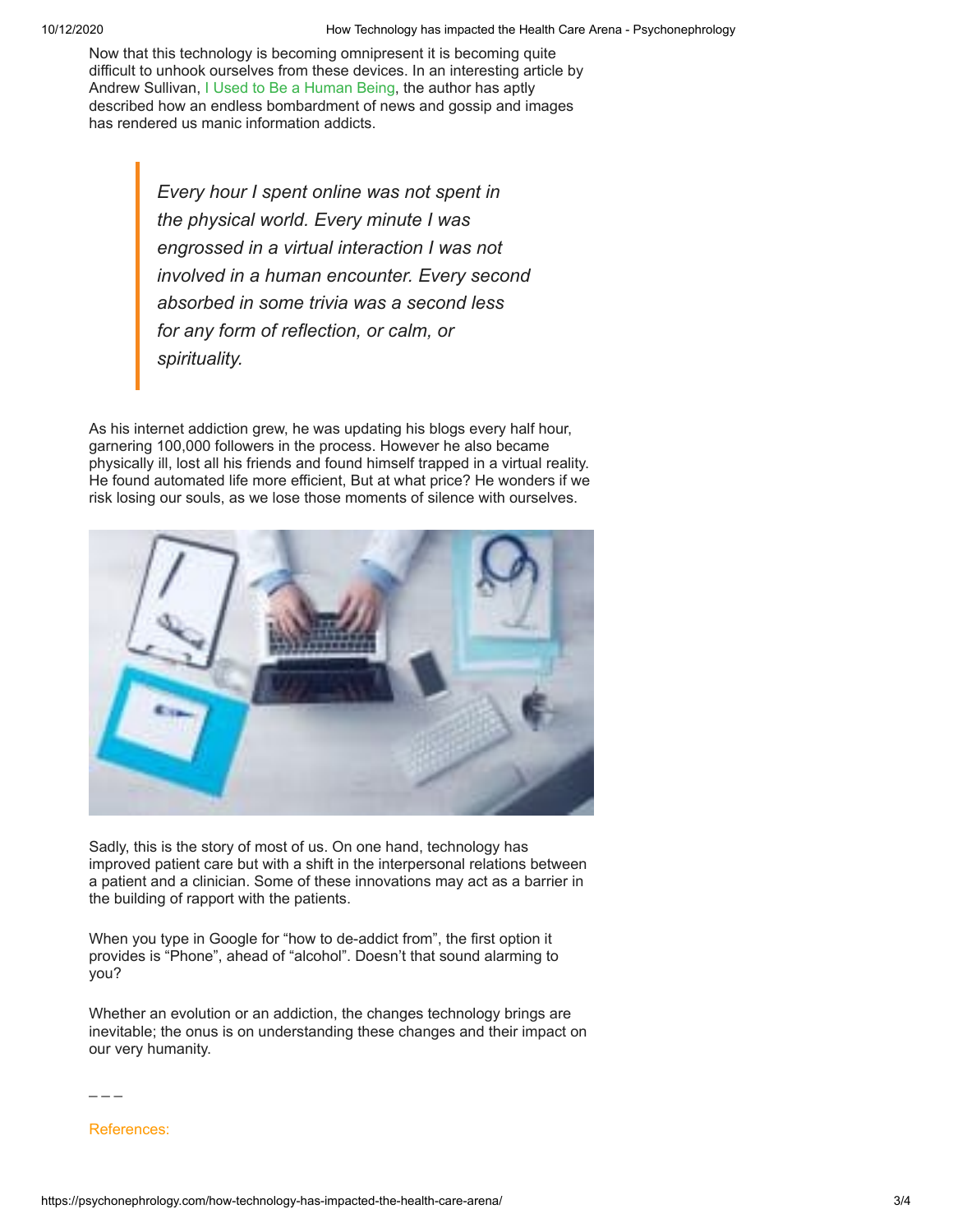Now that this technology is becoming omnipresent it is becoming quite difficult to unhook ourselves from these devices. In an interesting article by Andrew Sullivan, I Used to Be a Human Being, the author has aptly described how an endless bombardment of news and gossip and images has rendered us manic information addicts.

> *Every hour I spent online was not spent in the physical world. Every minute I was engrossed in a virtual interaction I was not involved in a human encounter. Every second absorbed in some trivia was a second less for any form of reflection, or calm, or spirituality.*

As his internet addiction grew, he was updating his blogs every half hour, garnering 100,000 followers in the process. However he also became physically ill, lost all his friends and found himself trapped in a virtual reality. He found automated life more efficient, But at what price? He wonders if we risk losing our souls, as we lose those moments of silence with ourselves.

Sadly, this is the story of most of us. On one hand, technology has improved patient care but with a shift in the interpersonal relations between a patient and a clinician. Some of these innovations may act as a barrier in the building of rapport with the patients.

When you type in Google for "how to de-addict from", the first option it provides is "Phone", ahead of "alcohol". Doesn't that sound alarming to you?

Whether an evolution or an addiction, the changes technology brings are inevitable; the onus is on understanding these changes and their impact on our very humanity.

– – –

References: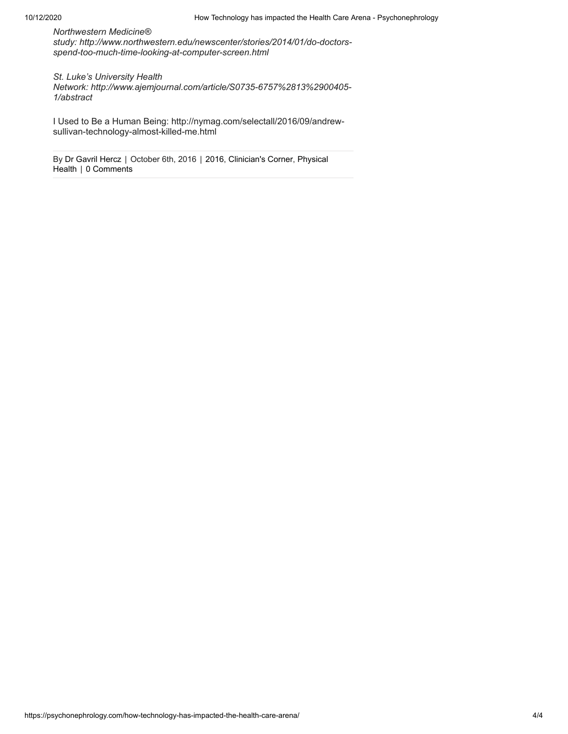*Northwestern Medicine® study: http://www.northwestern.edu/newscenter/stories/2014/01/do-doctors-spend-too-much-time-looking-at-computer-screen.html*

*St. Luke's University Health Network: http://www.ajemjournal.com/article/S0735-6757%2813%2900405-1/abstract*

I Used to Be a Human Being: http://nymag.com/selectall/2016/09/andrew-sullivan-technology-almost-killed-me.html

---

By Dr Gavril Hercz | October 6th, 2016 | 2016, Clinician's Corner, Physical Health | 0 Comments